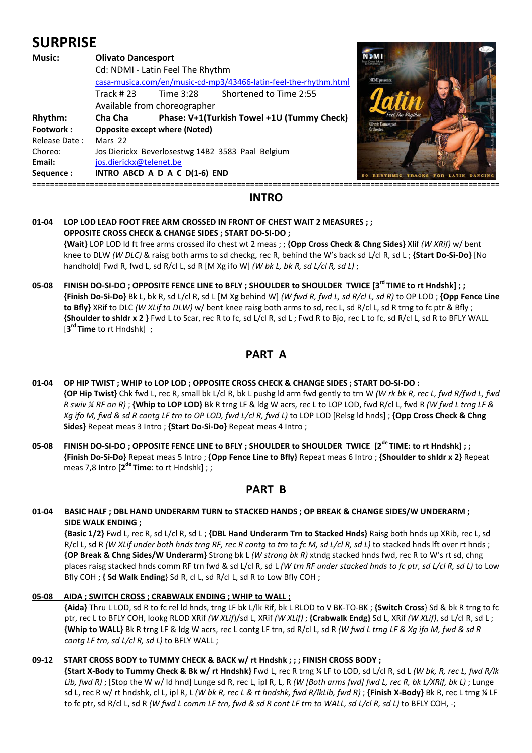# SURPRISE

**Music:** **Olivato Dancesport**
Cd: NDMI - Latin Feel The Rhythm
casa-musica.com/en/music-cd-mp3/43466-latin-feel-the-rhythm.html
Track # 23 Time 3:28 Shortened to Time 2:55
Available from choreographer

**Rhythm:** **Cha Cha** **Phase: V+1(Turkish Towel +1U (Tummy Check)**
**Footwork :** **Opposite except where (Noted)**
Release Date : Mars 22
Choreo: Jos Dierickx Beverlosestwg 14B2 3583 Paal Belgium
**Email:** jos.dierickx@telenet.be
**Sequence :** **INTRO ABCD A D A C D(1-6) END**

## INTRO

**01-04 LOP LOD LEAD FOOT FREE ARM CROSSED IN FRONT OF CHEST WAIT 2 MEASURES ; ; OPPOSITE CROSS CHECK & CHANGE SIDES ; START DO-SI-DO ;**

**{Wait}** LOP LOD ld ft free arms crossed ifo chest wt 2 meas ; ; **{Opp Cross Check & Chng Sides}** Xlif *(W XRif)* w/ bent knee to DLW *(W DLC)* & raisg both arms to sd checkg, rec R, behind the W's back sd L/cl R, sd L ; **{Start Do-Si-Do}** [No handhold] Fwd R, fwd L, sd R/cl L, sd R [M Xg ifo W] *(W bk L, bk R, sd L/cl R, sd L)* ;

**05-08 FINISH DO-SI-DO ; OPPOSITE FENCE LINE to BFLY ; SHOULDER to SHOULDER TWICE [3rd TIME to rt Hndshk] ; ;**

**{Finish Do-Si-Do}** Bk L, bk R, sd L/cl R, sd L [M Xg behind W] *(W fwd R, fwd L, sd R/cl L, sd R)* to OP LOD ; **{Opp Fence Line to Bfly}** XRif to DLC *(W XLif to DLW)* w/ bent knee raisg both arms to sd, rec L, sd R/cl L, sd R trng to fc ptr & Bfly ; **{Shoulder to shldr x 2 }** Fwd L to Scar, rec R to fc, sd L/cl R, sd L ; Fwd R to Bjo, rec L to fc, sd R/cl L, sd R to BFLY WALL [**3rd Time** to rt Hndshk] ;

## PART A

**01-04 OP HIP TWIST ; WHIP to LOP LOD ; OPPOSITE CROSS CHECK & CHANGE SIDES ; START DO-SI-DO :**

**{OP Hip Twist}** Chk fwd L, rec R, small bk L/cl R, bk L pushg ld arm fwd gently to trn W *(W rk bk R, rec L, fwd R/fwd L, fwd R swiv ¼ RF on R)* ; **{Whip to LOP LOD}** Bk R trng LF & ldg W acrs, rec L to LOP LOD, fwd R/cl L, fwd R *(W fwd L trng LF & Xg ifo M, fwd & sd R contg LF trn to OP LOD, fwd L/cl R, fwd L)* to LOP LOD [Relsg ld hnds] ; **{Opp Cross Check & Chng Sides}** Repeat meas 3 Intro ; **{Start Do-Si-Do}** Repeat meas 4 Intro ;

**05-08 FINISH DO-SI-DO ; OPPOSITE FENCE LINE to BFLY ; SHOULDER to SHOULDER TWICE [2de TIME: to rt Hndshk] ; ;**

**{Finish Do-Si-Do}** Repeat meas 5 Intro ; **{Opp Fence Line to Bfly}** Repeat meas 6 Intro ; **{Shoulder to shldr x 2}** Repeat meas 7,8 Intro [**2de Time**: to rt Hndshk] ; ;

## PART B

**01-04 BASIC HALF ; DBL HAND UNDERARM TURN to STACKED HANDS ; OP BREAK & CHANGE SIDES/W UNDERARM ; SIDE WALK ENDING ;**

**{Basic 1/2}** Fwd L, rec R, sd L/cl R, sd L ; **{DBL Hand Underarm Trn to Stacked Hnds}** Raisg both hnds up XRib, rec L, sd R/cl L, sd R *(W XLif under both hnds trng RF, rec R contg to trn to fc M, sd L/cl R, sd L)* to stacked hnds lft over rt hnds ; **{OP Break & Chng Sides/W Underarm}** Strong bk L *(W strong bk R)* xtndg stacked hnds fwd, rec R to W's rt sd, chng places raisg stacked hnds comm RF trn fwd & sd L/cl R, sd L *(W trn RF under stacked hnds to fc ptr, sd L/cl R, sd L)* to Low Bfly COH ; **{ Sd Walk Ending}** Sd R, cl L, sd R/cl L, sd R to Low Bfly COH ;

**05-08 AIDA ; SWITCH CROSS ; CRABWALK ENDING ; WHIP to WALL ;**

**{Aida}** Thru L LOD, sd R to fc rel ld hnds, trng LF bk L/lk Rif, bk L RLOD to V BK-TO-BK ; **{Switch Cross}** Sd & bk R trng to fc ptr, rec L to BFLY COH, lookg RLOD XRif *(W XLif)*/sd L, XRif *(W XLif)* ; **{Crabwalk Endg}** Sd L, XRif *(W XLif)*, sd L/cl R, sd L ; **{Whip to WALL}** Bk R trng LF & ldg W acrs, rec L contg LF trn, sd R/cl L, sd R *(W fwd L trng LF & Xg ifo M, fwd & sd R contg LF trn, sd L/cl R, sd L)* to BFLY WALL ;

**09-12 START CROSS BODY to TUMMY CHECK & BACK w/ rt Hndshk ; ; ; FINISH CROSS BODY ;**

**{Start X-Body to Tummy Check & Bk w/ rt Hndshk}** Fwd L, rec R trng ¼ LF to LOD, sd L/cl R, sd L *(W bk, R, rec L, fwd R/lk Lib, fwd R)* ; [Stop the W w/ ld hnd] Lunge sd R, rec L, ipl R, L *(W [Both arms fwd] fwd L, rec R, bk L/XRif, bk L)* ; Lunge sd L, rec R w/ rt hndshk, cl L, ipl R, L *(W bk R, rec L & rt hndshk, fwd R/lkLib, fwd R)* ; **{Finish X-Body}** Bk R, rec L trng ¼ LF to fc ptr, sd R/cl L, sd R *(W fwd L comm LF trn, fwd & sd R cont LF trn to WALL, sd L/cl R, sd L)* to BFLY COH, -;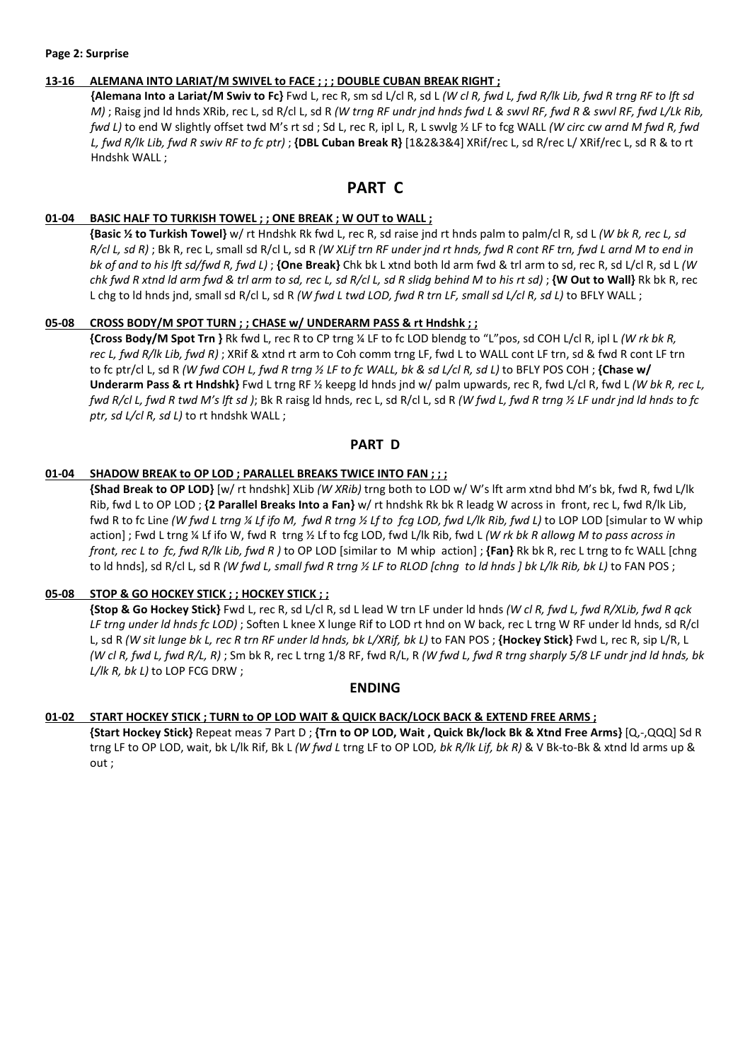**Page 2: Surprise**

**13-16 ALEMANA INTO LARIAT/M SWIVEL to FACE ; ; ; DOUBLE CUBAN BREAK RIGHT ;**

**{Alemana Into a Lariat/M Swiv to Fc}** Fwd L, rec R, sm sd L/cl R, sd L *(W cl R, fwd L, fwd R/lk Lib, fwd R trng RF to lft sd M)* ; Raisg jnd ld hnds XRib, rec L, sd R/cl L, sd R *(W trng RF undr jnd hnds fwd L & swvl RF, fwd R & swvl RF, fwd L/Lk Rib, fwd L)* to end W slightly offset twd M's rt sd ; Sd L, rec R, ipl L, R, L swvlg ½ LF to fcg WALL *(W circ cw arnd M fwd R, fwd L, fwd R/lk Lib, fwd R swiv RF to fc ptr)* ; **{DBL Cuban Break R}** [1&2&3&4] XRif/rec L, sd R/rec L/ XRif/rec L, sd R & to rt Hndshk WALL ;

## PART C

**01-04 BASIC HALF TO TURKISH TOWEL ; ; ONE BREAK ; W OUT to WALL ;**

**{Basic ½ to Turkish Towel}** w/ rt Hndshk Rk fwd L, rec R, sd raise jnd rt hnds palm to palm/cl R, sd L *(W bk R, rec L, sd R/cl L, sd R)* ; Bk R, rec L, small sd R/cl L, sd R *(W XLif trn RF under jnd rt hnds, fwd R cont RF trn, fwd L arnd M to end in bk of and to his lft sd/fwd R, fwd L)* ; **{One Break}** Chk bk L xtnd both ld arm fwd & trl arm to sd, rec R, sd L/cl R, sd L *(W chk fwd R xtnd ld arm fwd & trl arm to sd, rec L, sd R/cl L, sd R slidg behind M to his rt sd)* ; **{W Out to Wall}** Rk bk R, rec L chg to ld hnds jnd, small sd R/cl L, sd R *(W fwd L twd LOD, fwd R trn LF, small sd L/cl R, sd L)* to BFLY WALL ;

**05-08 CROSS BODY/M SPOT TURN ; ; CHASE w/ UNDERARM PASS & rt Hndshk ; ;**

**{Cross Body/M Spot Trn }** Rk fwd L, rec R to CP trng ¼ LF to fc LOD blendg to "L"pos, sd COH L/cl R, ipl L *(W rk bk R, rec L, fwd R/lk Lib, fwd R)* ; XRif & xtnd rt arm to Coh comm trng LF, fwd L to WALL cont LF trn, sd & fwd R cont LF trn to fc ptr/cl L, sd R *(W fwd COH L, fwd R trng ½ LF to fc WALL, bk & sd L/cl R, sd L)* to BFLY POS COH ; **{Chase w/ Underarm Pass & rt Hndshk}** Fwd L trng RF ½ keepg ld hnds jnd w/ palm upwards, rec R, fwd L/cl R, fwd L *(W bk R, rec L, fwd R/cl L, fwd R twd M's lft sd )*; Bk R raisg ld hnds, rec L, sd R/cl L, sd R *(W fwd L, fwd R trng ½ LF undr jnd ld hnds to fc ptr, sd L/cl R, sd L)* to rt hndshk WALL ;

## PART D

**01-04 SHADOW BREAK to OP LOD ; PARALLEL BREAKS TWICE INTO FAN ; ; ;**

**{Shad Break to OP LOD}** [w/ rt hndshk] XLib *(W XRib)* trng both to LOD w/ W's lft arm xtnd bhd M's bk, fwd R, fwd L/lk Rib, fwd L to OP LOD ; **{2 Parallel Breaks Into a Fan}** w/ rt hndshk Rk bk R leadg W across in front, rec L, fwd R/lk Lib, fwd R to fc Line *(W fwd L trng ¼ Lf ifo M, fwd R trng ½ Lf to fcg LOD, fwd L/lk Rib, fwd L)* to LOP LOD [simular to W whip action] ; Fwd L trng ¼ Lf ifo W, fwd R trng ½ Lf to fcg LOD, fwd L/lk Rib, fwd L *(W rk bk R allowg M to pass across in front, rec L to fc, fwd R/lk Lib, fwd R )* to OP LOD [similar to M whip action] ; **{Fan}** Rk bk R, rec L trng to fc WALL [chng to ld hnds], sd R/cl L, sd R *(W fwd L, small fwd R trng ½ LF to RLOD [chng to ld hnds ] bk L/lk Rib, bk L)* to FAN POS ;

**05-08 STOP & GO HOCKEY STICK ; ; HOCKEY STICK ; ;**

**{Stop & Go Hockey Stick}** Fwd L, rec R, sd L/cl R, sd L lead W trn LF under ld hnds *(W cl R, fwd L, fwd R/XLib, fwd R qck LF trng under ld hnds fc LOD)* ; Soften L knee X lunge Rif to LOD rt hnd on W back, rec L trng W RF under ld hnds, sd R/cl L, sd R *(W sit lunge bk L, rec R trn RF under ld hnds, bk L/XRif, bk L)* to FAN POS ; **{Hockey Stick}** Fwd L, rec R, sip L/R, L *(W cl R, fwd L, fwd R/L, R)* ; Sm bk R, rec L trng 1/8 RF, fwd R/L, R *(W fwd L, fwd R trng sharply 5/8 LF undr jnd ld hnds, bk L/lk R, bk L)* to LOP FCG DRW ;

## ENDING

**01-02 START HOCKEY STICK ; TURN to OP LOD WAIT & QUICK BACK/LOCK BACK & EXTEND FREE ARMS ;**

**{Start Hockey Stick}** Repeat meas 7 Part D ; **{Trn to OP LOD, Wait , Quick Bk/lock Bk & Xtnd Free Arms}** [Q,-,QQQ] Sd R trng LF to OP LOD, wait, bk L/lk Rif, Bk L *(W fwd L trng LF to OP LOD, bk R/lk Lif, bk R)* & V Bk-to-Bk & xtnd ld arms up & out ;